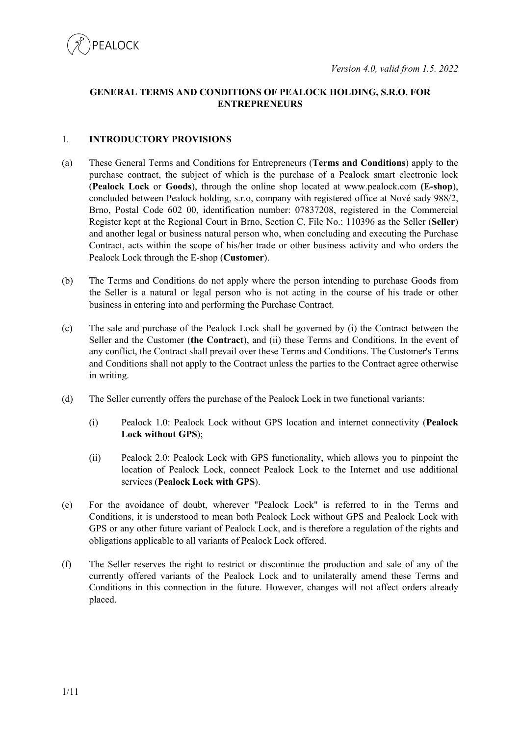*Version 4.0, valid from 1.5. 2022*

# GENERAL TERMS AND CONDITIONS OF PEALOCK HOLDING, S.R.O. FOR ENTREPRENEURS

## 1. INTRODUCTORY PROVISIONS

(a) These General Terms and Conditions for Entrepreneurs (**Terms and Conditions**) apply to the purchase contract, the subject of which is the purchase of a Pealock smart electronic lock (**Pealock Lock** or **Goods**), through the online shop located at www.pealock.com **(E-shop)**, concluded between Pealock holding, s.r.o, company with registered office at Nové sady 988/2, Brno, Postal Code 602 00, identification number: 07837208, registered in the Commercial Register kept at the Regional Court in Brno, Section C, File No.: 110396 as the Seller (**Seller**) and another legal or business natural person who, when concluding and executing the Purchase Contract, acts within the scope of his/her trade or other business activity and who orders the Pealock Lock through the E-shop (**Customer**).

(b) The Terms and Conditions do not apply where the person intending to purchase Goods from the Seller is a natural or legal person who is not acting in the course of his trade or other business in entering into and performing the Purchase Contract.

(c) The sale and purchase of the Pealock Lock shall be governed by (i) the Contract between the Seller and the Customer (**the Contract**), and (ii) these Terms and Conditions. In the event of any conflict, the Contract shall prevail over these Terms and Conditions. The Customer's Terms and Conditions shall not apply to the Contract unless the parties to the Contract agree otherwise in writing.

(d) The Seller currently offers the purchase of the Pealock Lock in two functional variants:

   (i) Pealock 1.0: Pealock Lock without GPS location and internet connectivity (**Pealock Lock without GPS**);

   (ii) Pealock 2.0: Pealock Lock with GPS functionality, which allows you to pinpoint the location of Pealock Lock, connect Pealock Lock to the Internet and use additional services (**Pealock Lock with GPS**).

(e) For the avoidance of doubt, wherever "Pealock Lock" is referred to in the Terms and Conditions, it is understood to mean both Pealock Lock without GPS and Pealock Lock with GPS or any other future variant of Pealock Lock, and is therefore a regulation of the rights and obligations applicable to all variants of Pealock Lock offered.

(f) The Seller reserves the right to restrict or discontinue the production and sale of any of the currently offered variants of the Pealock Lock and to unilaterally amend these Terms and Conditions in this connection in the future. However, changes will not affect orders already placed.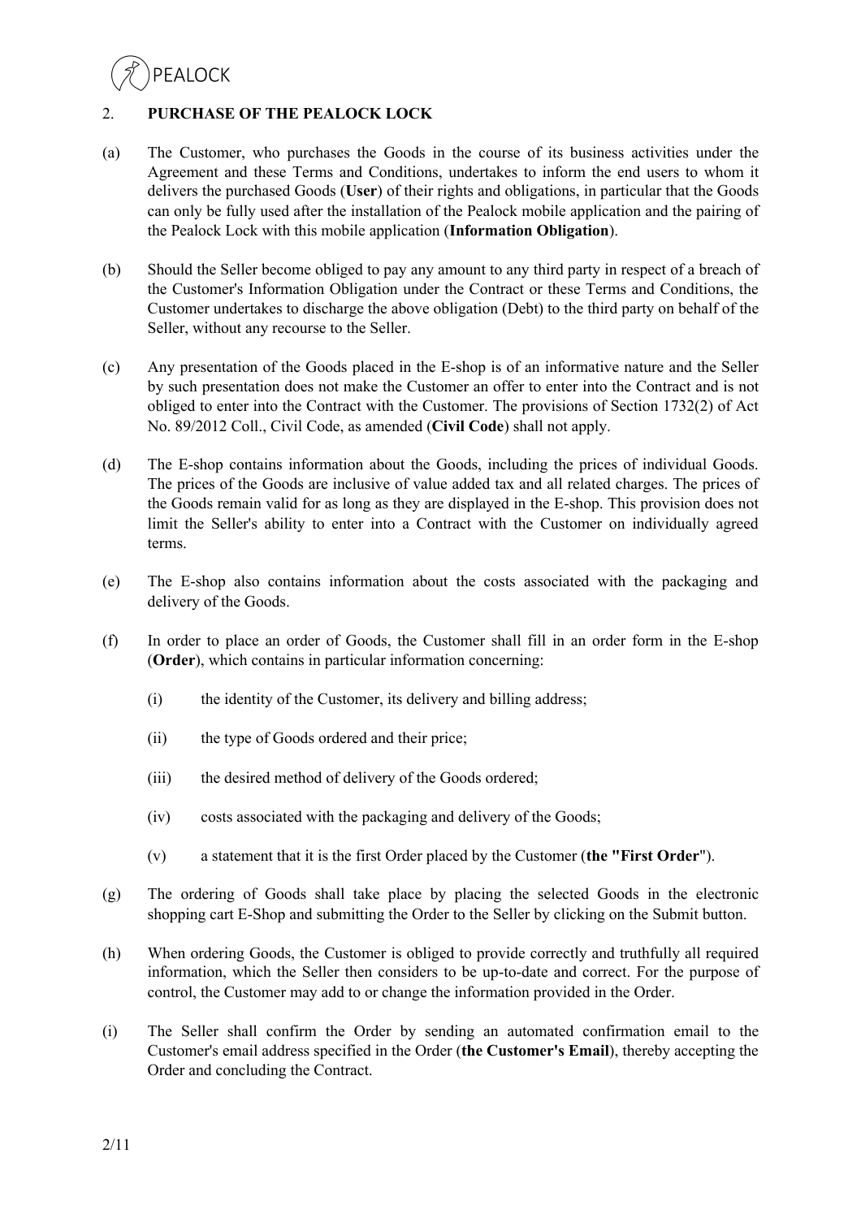## 2. PURCHASE OF THE PEALOCK LOCK

(a) The Customer, who purchases the Goods in the course of its business activities under the Agreement and these Terms and Conditions, undertakes to inform the end users to whom it delivers the purchased Goods (**User**) of their rights and obligations, in particular that the Goods can only be fully used after the installation of the Pealock mobile application and the pairing of the Pealock Lock with this mobile application (**Information Obligation**).

(b) Should the Seller become obliged to pay any amount to any third party in respect of a breach of the Customer's Information Obligation under the Contract or these Terms and Conditions, the Customer undertakes to discharge the above obligation (Debt) to the third party on behalf of the Seller, without any recourse to the Seller.

(c) Any presentation of the Goods placed in the E-shop is of an informative nature and the Seller by such presentation does not make the Customer an offer to enter into the Contract and is not obliged to enter into the Contract with the Customer. The provisions of Section 1732(2) of Act No. 89/2012 Coll., Civil Code, as amended (**Civil Code**) shall not apply.

(d) The E-shop contains information about the Goods, including the prices of individual Goods. The prices of the Goods are inclusive of value added tax and all related charges. The prices of the Goods remain valid for as long as they are displayed in the E-shop. This provision does not limit the Seller's ability to enter into a Contract with the Customer on individually agreed terms.

(e) The E-shop also contains information about the costs associated with the packaging and delivery of the Goods.

(f) In order to place an order of Goods, the Customer shall fill in an order form in the E-shop (**Order**), which contains in particular information concerning:

   (i) the identity of the Customer, its delivery and billing address;

   (ii) the type of Goods ordered and their price;

   (iii) the desired method of delivery of the Goods ordered;

   (iv) costs associated with the packaging and delivery of the Goods;

   (v) a statement that it is the first Order placed by the Customer (**the "First Order"**).

(g) The ordering of Goods shall take place by placing the selected Goods in the electronic shopping cart E-Shop and submitting the Order to the Seller by clicking on the Submit button.

(h) When ordering Goods, the Customer is obliged to provide correctly and truthfully all required information, which the Seller then considers to be up-to-date and correct. For the purpose of control, the Customer may add to or change the information provided in the Order.

(i) The Seller shall confirm the Order by sending an automated confirmation email to the Customer's email address specified in the Order (**the Customer's Email**), thereby accepting the Order and concluding the Contract.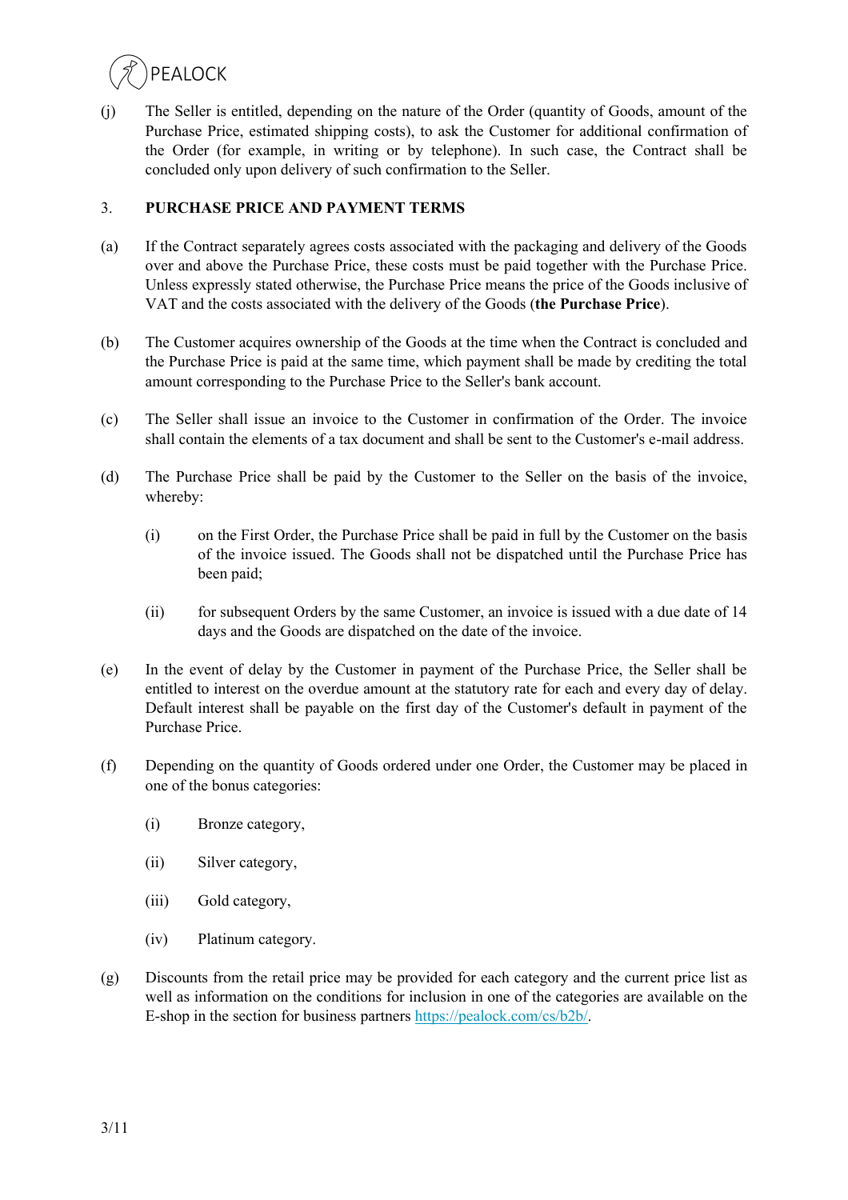(j) The Seller is entitled, depending on the nature of the Order (quantity of Goods, amount of the Purchase Price, estimated shipping costs), to ask the Customer for additional confirmation of the Order (for example, in writing or by telephone). In such case, the Contract shall be concluded only upon delivery of such confirmation to the Seller.

## 3. PURCHASE PRICE AND PAYMENT TERMS

(a) If the Contract separately agrees costs associated with the packaging and delivery of the Goods over and above the Purchase Price, these costs must be paid together with the Purchase Price. Unless expressly stated otherwise, the Purchase Price means the price of the Goods inclusive of VAT and the costs associated with the delivery of the Goods (**the Purchase Price**).

(b) The Customer acquires ownership of the Goods at the time when the Contract is concluded and the Purchase Price is paid at the same time, which payment shall be made by crediting the total amount corresponding to the Purchase Price to the Seller's bank account.

(c) The Seller shall issue an invoice to the Customer in confirmation of the Order. The invoice shall contain the elements of a tax document and shall be sent to the Customer's e-mail address.

(d) The Purchase Price shall be paid by the Customer to the Seller on the basis of the invoice, whereby:

  (i) on the First Order, the Purchase Price shall be paid in full by the Customer on the basis of the invoice issued. The Goods shall not be dispatched until the Purchase Price has been paid;

  (ii) for subsequent Orders by the same Customer, an invoice is issued with a due date of 14 days and the Goods are dispatched on the date of the invoice.

(e) In the event of delay by the Customer in payment of the Purchase Price, the Seller shall be entitled to interest on the overdue amount at the statutory rate for each and every day of delay. Default interest shall be payable on the first day of the Customer's default in payment of the Purchase Price.

(f) Depending on the quantity of Goods ordered under one Order, the Customer may be placed in one of the bonus categories:

  (i) Bronze category,

  (ii) Silver category,

  (iii) Gold category,

  (iv) Platinum category.

(g) Discounts from the retail price may be provided for each category and the current price list as well as information on the conditions for inclusion in one of the categories are available on the E-shop in the section for business partners https://pealock.com/cs/b2b/.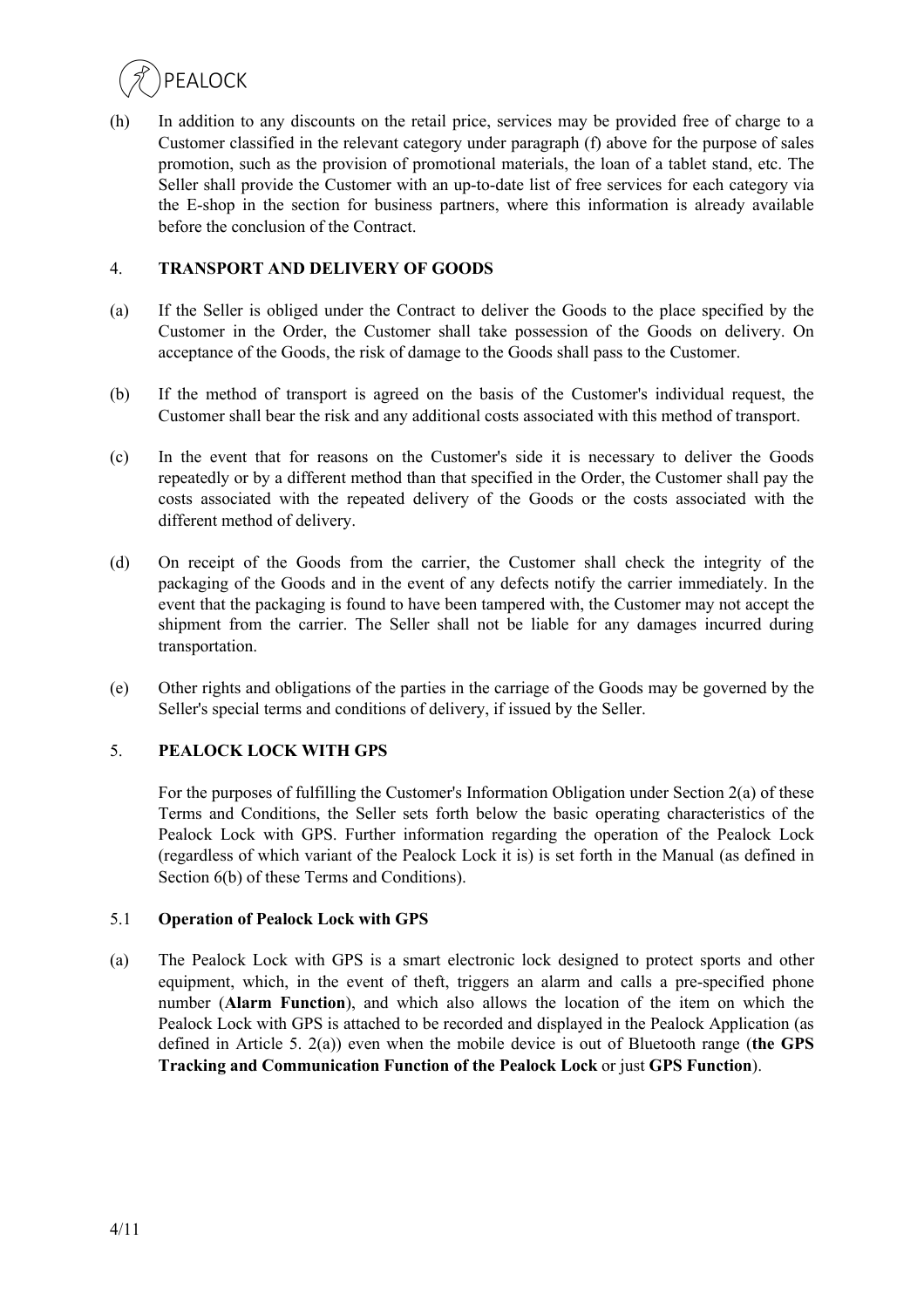(h) In addition to any discounts on the retail price, services may be provided free of charge to a Customer classified in the relevant category under paragraph (f) above for the purpose of sales promotion, such as the provision of promotional materials, the loan of a tablet stand, etc. The Seller shall provide the Customer with an up-to-date list of free services for each category via the E-shop in the section for business partners, where this information is already available before the conclusion of the Contract.

## 4. TRANSPORT AND DELIVERY OF GOODS

(a) If the Seller is obliged under the Contract to deliver the Goods to the place specified by the Customer in the Order, the Customer shall take possession of the Goods on delivery. On acceptance of the Goods, the risk of damage to the Goods shall pass to the Customer.

(b) If the method of transport is agreed on the basis of the Customer's individual request, the Customer shall bear the risk and any additional costs associated with this method of transport.

(c) In the event that for reasons on the Customer's side it is necessary to deliver the Goods repeatedly or by a different method than that specified in the Order, the Customer shall pay the costs associated with the repeated delivery of the Goods or the costs associated with the different method of delivery.

(d) On receipt of the Goods from the carrier, the Customer shall check the integrity of the packaging of the Goods and in the event of any defects notify the carrier immediately. In the event that the packaging is found to have been tampered with, the Customer may not accept the shipment from the carrier. The Seller shall not be liable for any damages incurred during transportation.

(e) Other rights and obligations of the parties in the carriage of the Goods may be governed by the Seller's special terms and conditions of delivery, if issued by the Seller.

## 5. PEALOCK LOCK WITH GPS

For the purposes of fulfilling the Customer's Information Obligation under Section 2(a) of these Terms and Conditions, the Seller sets forth below the basic operating characteristics of the Pealock Lock with GPS. Further information regarding the operation of the Pealock Lock (regardless of which variant of the Pealock Lock it is) is set forth in the Manual (as defined in Section 6(b) of these Terms and Conditions).

### 5.1 Operation of Pealock Lock with GPS

(a) The Pealock Lock with GPS is a smart electronic lock designed to protect sports and other equipment, which, in the event of theft, triggers an alarm and calls a pre-specified phone number (**Alarm Function**), and which also allows the location of the item on which the Pealock Lock with GPS is attached to be recorded and displayed in the Pealock Application (as defined in Article 5. 2(a)) even when the mobile device is out of Bluetooth range (**the GPS Tracking and Communication Function of the Pealock Lock** or just **GPS Function**).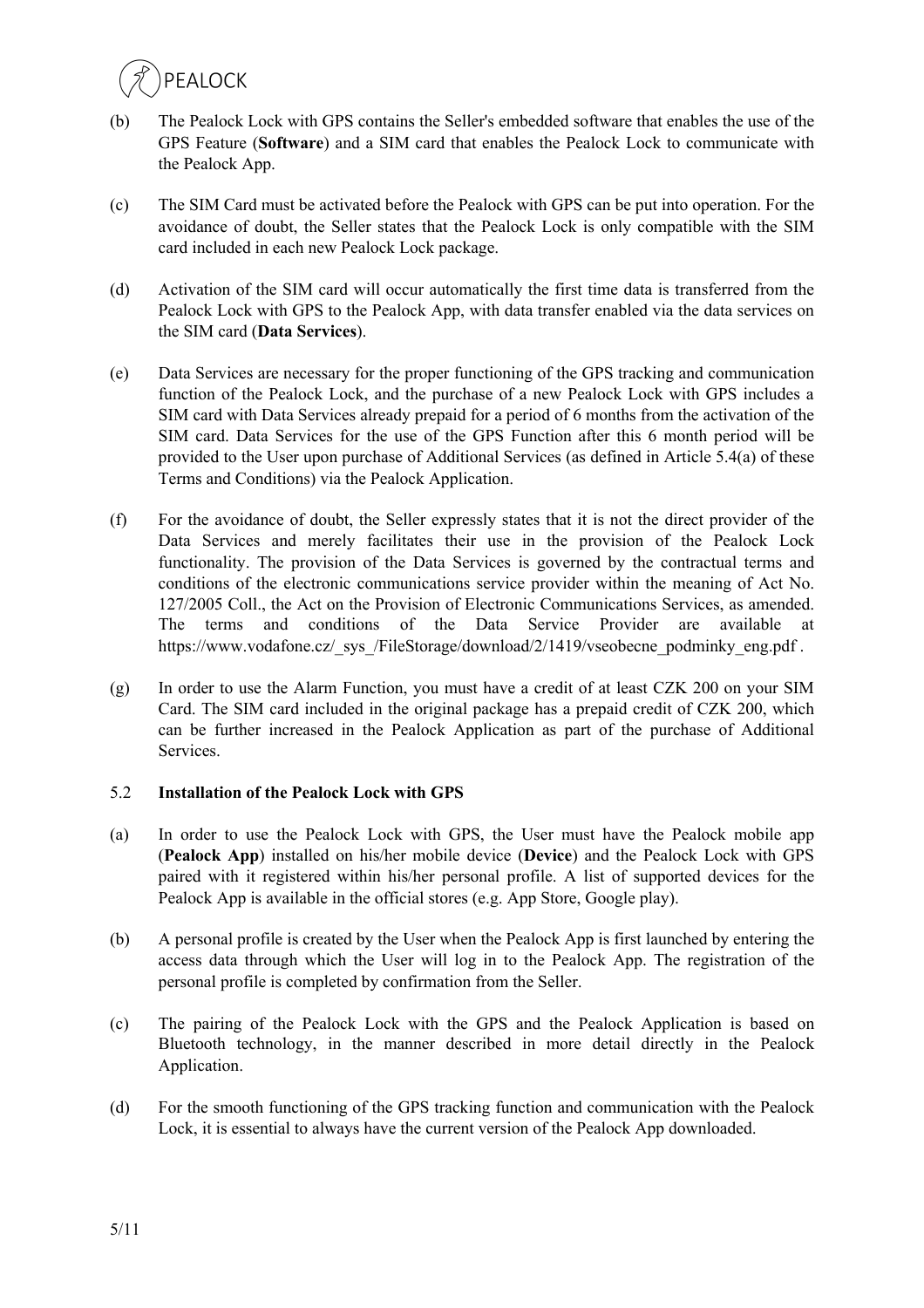(b) The Pealock Lock with GPS contains the Seller's embedded software that enables the use of the GPS Feature (**Software**) and a SIM card that enables the Pealock Lock to communicate with the Pealock App.

(c) The SIM Card must be activated before the Pealock with GPS can be put into operation. For the avoidance of doubt, the Seller states that the Pealock Lock is only compatible with the SIM card included in each new Pealock Lock package.

(d) Activation of the SIM card will occur automatically the first time data is transferred from the Pealock Lock with GPS to the Pealock App, with data transfer enabled via the data services on the SIM card (**Data Services**).

(e) Data Services are necessary for the proper functioning of the GPS tracking and communication function of the Pealock Lock, and the purchase of a new Pealock Lock with GPS includes a SIM card with Data Services already prepaid for a period of 6 months from the activation of the SIM card. Data Services for the use of the GPS Function after this 6 month period will be provided to the User upon purchase of Additional Services (as defined in Article 5.4(a) of these Terms and Conditions) via the Pealock Application.

(f) For the avoidance of doubt, the Seller expressly states that it is not the direct provider of the Data Services and merely facilitates their use in the provision of the Pealock Lock functionality. The provision of the Data Services is governed by the contractual terms and conditions of the electronic communications service provider within the meaning of Act No. 127/2005 Coll., the Act on the Provision of Electronic Communications Services, as amended. The terms and conditions of the Data Service Provider are available at https://www.vodafone.cz/_sys_/FileStorage/download/2/1419/vseobecne_podminky_eng.pdf .

(g) In order to use the Alarm Function, you must have a credit of at least CZK 200 on your SIM Card. The SIM card included in the original package has a prepaid credit of CZK 200, which can be further increased in the Pealock Application as part of the purchase of Additional Services.

### 5.2 Installation of the Pealock Lock with GPS

(a) In order to use the Pealock Lock with GPS, the User must have the Pealock mobile app (**Pealock App**) installed on his/her mobile device (**Device**) and the Pealock Lock with GPS paired with it registered within his/her personal profile. A list of supported devices for the Pealock App is available in the official stores (e.g. App Store, Google play).

(b) A personal profile is created by the User when the Pealock App is first launched by entering the access data through which the User will log in to the Pealock App. The registration of the personal profile is completed by confirmation from the Seller.

(c) The pairing of the Pealock Lock with the GPS and the Pealock Application is based on Bluetooth technology, in the manner described in more detail directly in the Pealock Application.

(d) For the smooth functioning of the GPS tracking function and communication with the Pealock Lock, it is essential to always have the current version of the Pealock App downloaded.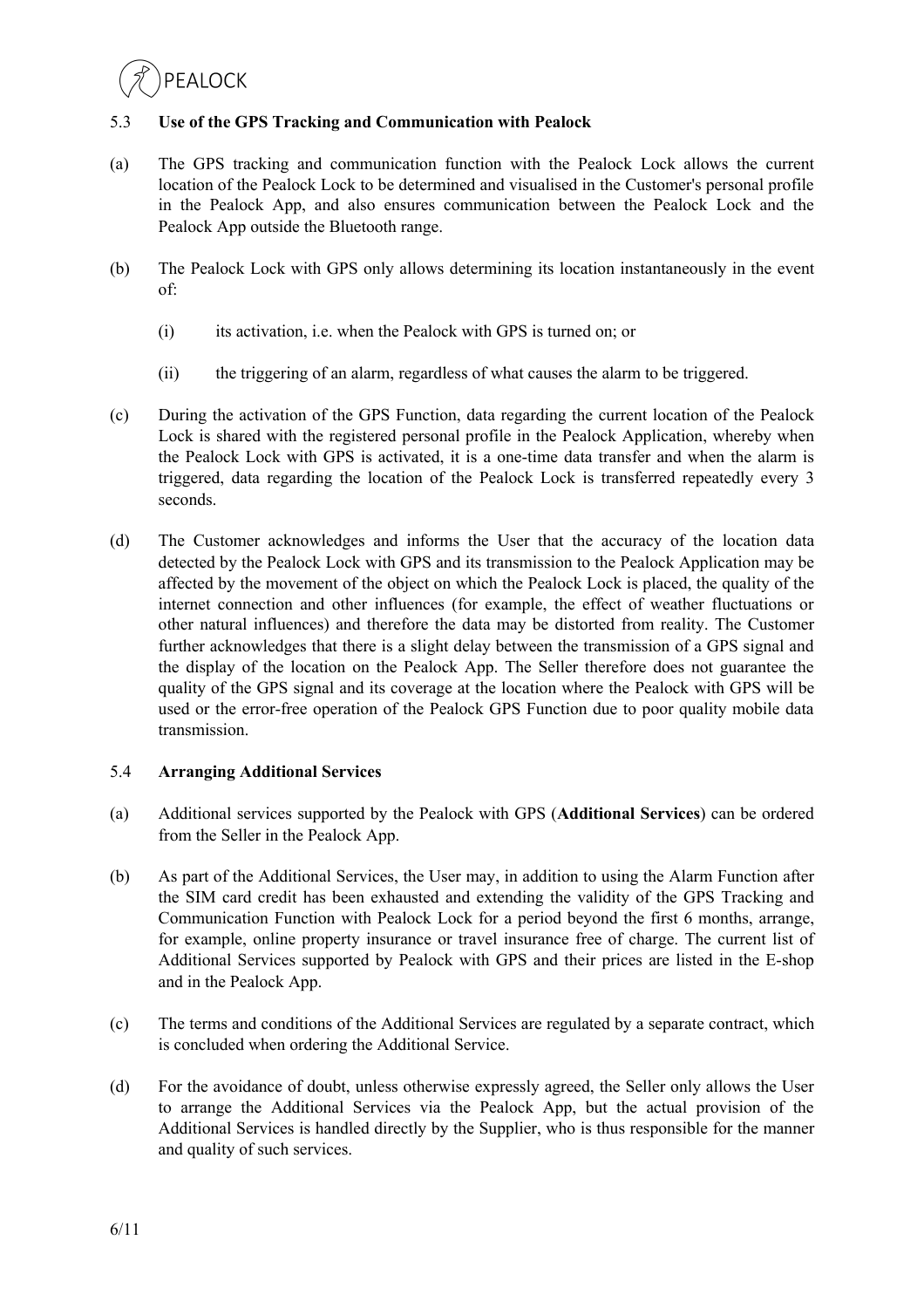## 5.3 **Use of the GPS Tracking and Communication with Pealock**

(a) The GPS tracking and communication function with the Pealock Lock allows the current location of the Pealock Lock to be determined and visualised in the Customer's personal profile in the Pealock App, and also ensures communication between the Pealock Lock and the Pealock App outside the Bluetooth range.

(b) The Pealock Lock with GPS only allows determining its location instantaneously in the event of:

(i) its activation, i.e. when the Pealock with GPS is turned on; or

(ii) the triggering of an alarm, regardless of what causes the alarm to be triggered.

(c) During the activation of the GPS Function, data regarding the current location of the Pealock Lock is shared with the registered personal profile in the Pealock Application, whereby when the Pealock Lock with GPS is activated, it is a one-time data transfer and when the alarm is triggered, data regarding the location of the Pealock Lock is transferred repeatedly every 3 seconds.

(d) The Customer acknowledges and informs the User that the accuracy of the location data detected by the Pealock Lock with GPS and its transmission to the Pealock Application may be affected by the movement of the object on which the Pealock Lock is placed, the quality of the internet connection and other influences (for example, the effect of weather fluctuations or other natural influences) and therefore the data may be distorted from reality. The Customer further acknowledges that there is a slight delay between the transmission of a GPS signal and the display of the location on the Pealock App. The Seller therefore does not guarantee the quality of the GPS signal and its coverage at the location where the Pealock with GPS will be used or the error-free operation of the Pealock GPS Function due to poor quality mobile data transmission.

## 5.4 **Arranging Additional Services**

(a) Additional services supported by the Pealock with GPS (**Additional Services**) can be ordered from the Seller in the Pealock App.

(b) As part of the Additional Services, the User may, in addition to using the Alarm Function after the SIM card credit has been exhausted and extending the validity of the GPS Tracking and Communication Function with Pealock Lock for a period beyond the first 6 months, arrange, for example, online property insurance or travel insurance free of charge. The current list of Additional Services supported by Pealock with GPS and their prices are listed in the E-shop and in the Pealock App.

(c) The terms and conditions of the Additional Services are regulated by a separate contract, which is concluded when ordering the Additional Service.

(d) For the avoidance of doubt, unless otherwise expressly agreed, the Seller only allows the User to arrange the Additional Services via the Pealock App, but the actual provision of the Additional Services is handled directly by the Supplier, who is thus responsible for the manner and quality of such services.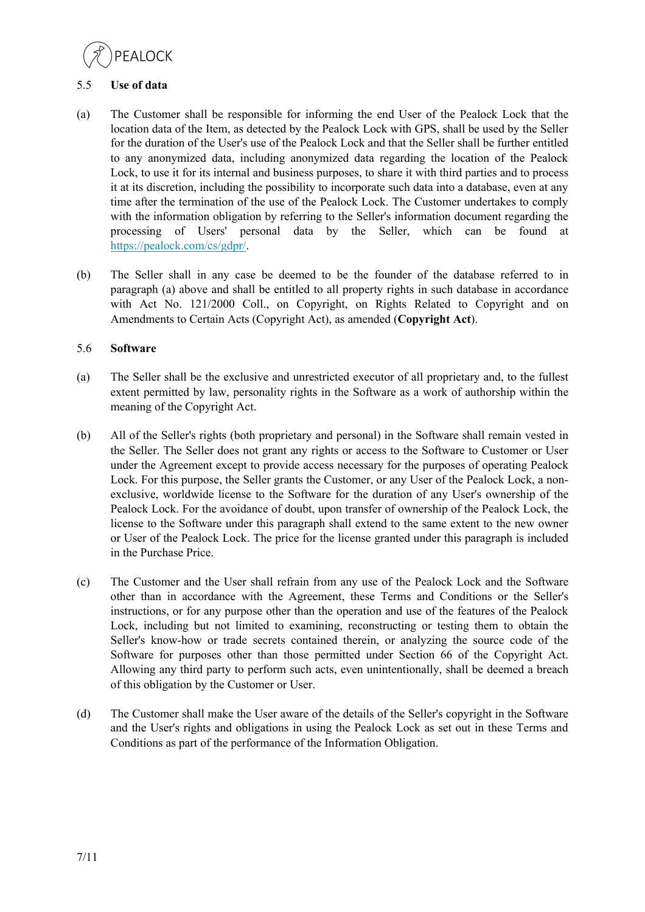### 5.5 Use of data

(a) The Customer shall be responsible for informing the end User of the Pealock Lock that the location data of the Item, as detected by the Pealock Lock with GPS, shall be used by the Seller for the duration of the User's use of the Pealock Lock and that the Seller shall be further entitled to any anonymized data, including anonymized data regarding the location of the Pealock Lock, to use it for its internal and business purposes, to share it with third parties and to process it at its discretion, including the possibility to incorporate such data into a database, even at any time after the termination of the use of the Pealock Lock. The Customer undertakes to comply with the information obligation by referring to the Seller's information document regarding the processing of Users' personal data by the Seller, which can be found at [https://pealock.com/cs/gdpr/](https://pealock.com/cs/gdpr/).

(b) The Seller shall in any case be deemed to be the founder of the database referred to in paragraph (a) above and shall be entitled to all property rights in such database in accordance with Act No. 121/2000 Coll., on Copyright, on Rights Related to Copyright and on Amendments to Certain Acts (Copyright Act), as amended (**Copyright Act**).

### 5.6 Software

(a) The Seller shall be the exclusive and unrestricted executor of all proprietary and, to the fullest extent permitted by law, personality rights in the Software as a work of authorship within the meaning of the Copyright Act.

(b) All of the Seller's rights (both proprietary and personal) in the Software shall remain vested in the Seller. The Seller does not grant any rights or access to the Software to Customer or User under the Agreement except to provide access necessary for the purposes of operating Pealock Lock. For this purpose, the Seller grants the Customer, or any User of the Pealock Lock, a non-exclusive, worldwide license to the Software for the duration of any User's ownership of the Pealock Lock. For the avoidance of doubt, upon transfer of ownership of the Pealock Lock, the license to the Software under this paragraph shall extend to the same extent to the new owner or User of the Pealock Lock. The price for the license granted under this paragraph is included in the Purchase Price.

(c) The Customer and the User shall refrain from any use of the Pealock Lock and the Software other than in accordance with the Agreement, these Terms and Conditions or the Seller's instructions, or for any purpose other than the operation and use of the features of the Pealock Lock, including but not limited to examining, reconstructing or testing them to obtain the Seller's know-how or trade secrets contained therein, or analyzing the source code of the Software for purposes other than those permitted under Section 66 of the Copyright Act. Allowing any third party to perform such acts, even unintentionally, shall be deemed a breach of this obligation by the Customer or User.

(d) The Customer shall make the User aware of the details of the Seller's copyright in the Software and the User's rights and obligations in using the Pealock Lock as set out in these Terms and Conditions as part of the performance of the Information Obligation.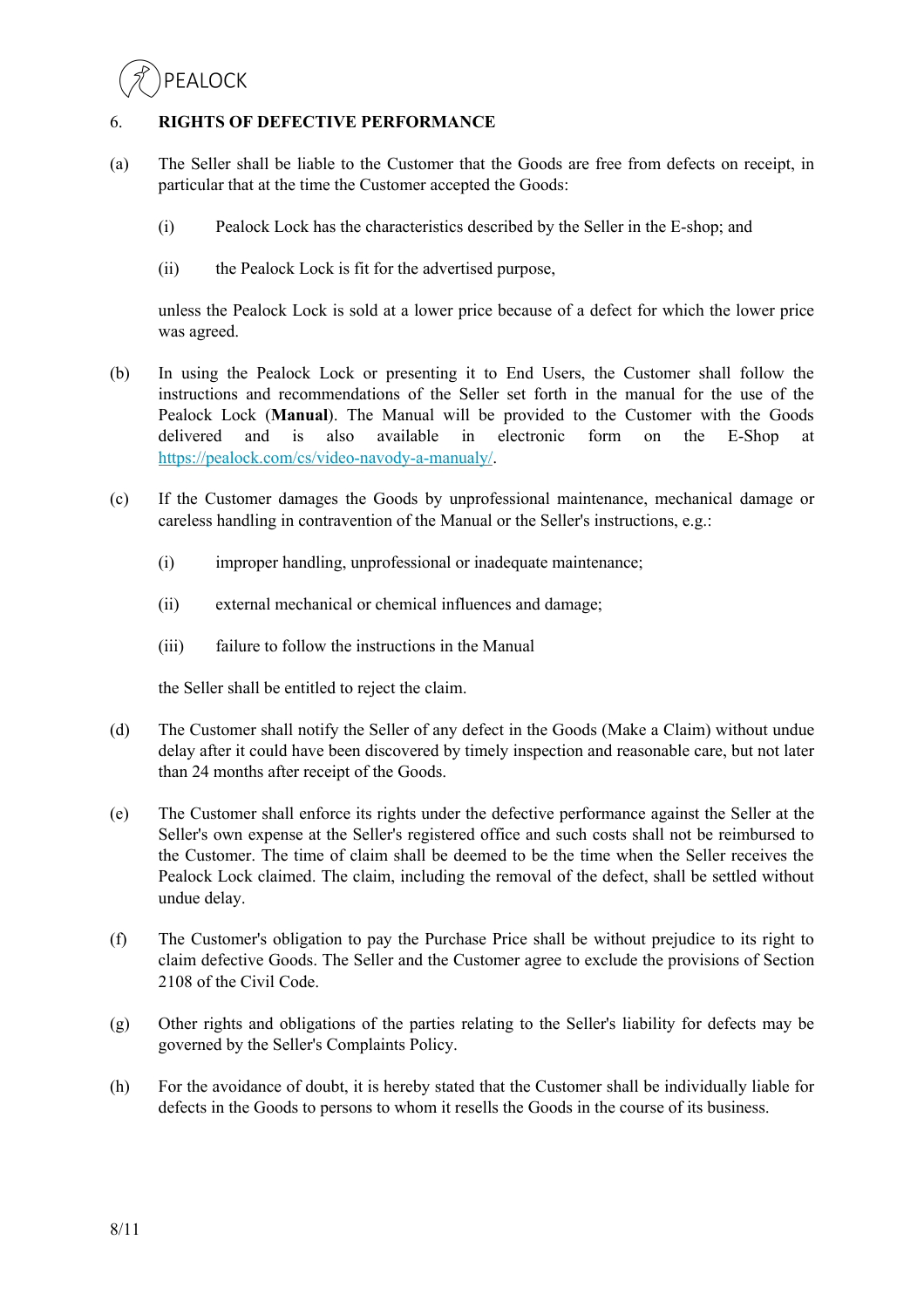## 6. RIGHTS OF DEFECTIVE PERFORMANCE

(a) The Seller shall be liable to the Customer that the Goods are free from defects on receipt, in particular that at the time the Customer accepted the Goods:

(i) Pealock Lock has the characteristics described by the Seller in the E-shop; and

(ii) the Pealock Lock is fit for the advertised purpose,

unless the Pealock Lock is sold at a lower price because of a defect for which the lower price was agreed.

(b) In using the Pealock Lock or presenting it to End Users, the Customer shall follow the instructions and recommendations of the Seller set forth in the manual for the use of the Pealock Lock (**Manual**). The Manual will be provided to the Customer with the Goods delivered and is also available in electronic form on the E-Shop at [https://pealock.com/cs/video-navody-a-manualy/](https://pealock.com/cs/video-navody-a-manualy/).

(c) If the Customer damages the Goods by unprofessional maintenance, mechanical damage or careless handling in contravention of the Manual or the Seller's instructions, e.g.:

(i) improper handling, unprofessional or inadequate maintenance;

(ii) external mechanical or chemical influences and damage;

(iii) failure to follow the instructions in the Manual

the Seller shall be entitled to reject the claim.

(d) The Customer shall notify the Seller of any defect in the Goods (Make a Claim) without undue delay after it could have been discovered by timely inspection and reasonable care, but not later than 24 months after receipt of the Goods.

(e) The Customer shall enforce its rights under the defective performance against the Seller at the Seller's own expense at the Seller's registered office and such costs shall not be reimbursed to the Customer. The time of claim shall be deemed to be the time when the Seller receives the Pealock Lock claimed. The claim, including the removal of the defect, shall be settled without undue delay.

(f) The Customer's obligation to pay the Purchase Price shall be without prejudice to its right to claim defective Goods. The Seller and the Customer agree to exclude the provisions of Section 2108 of the Civil Code.

(g) Other rights and obligations of the parties relating to the Seller's liability for defects may be governed by the Seller's Complaints Policy.

(h) For the avoidance of doubt, it is hereby stated that the Customer shall be individually liable for defects in the Goods to persons to whom it resells the Goods in the course of its business.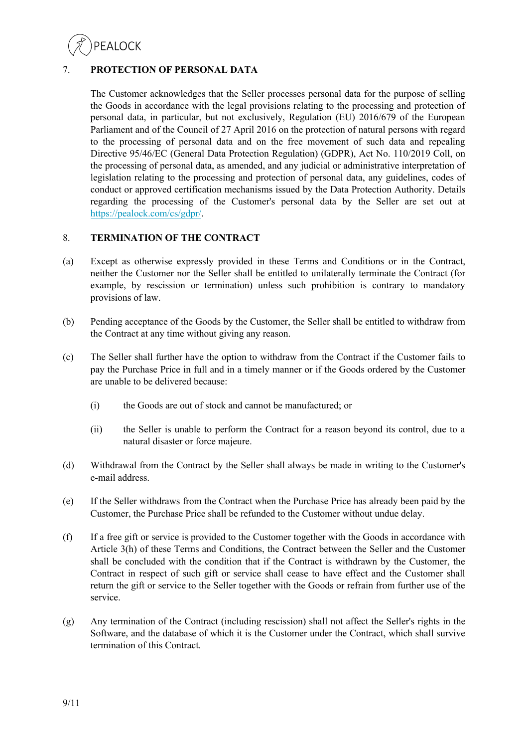## 7. PROTECTION OF PERSONAL DATA

The Customer acknowledges that the Seller processes personal data for the purpose of selling the Goods in accordance with the legal provisions relating to the processing and protection of personal data, in particular, but not exclusively, Regulation (EU) 2016/679 of the European Parliament and of the Council of 27 April 2016 on the protection of natural persons with regard to the processing of personal data and on the free movement of such data and repealing Directive 95/46/EC (General Data Protection Regulation) (GDPR), Act No. 110/2019 Coll, on the processing of personal data, as amended, and any judicial or administrative interpretation of legislation relating to the processing and protection of personal data, any guidelines, codes of conduct or approved certification mechanisms issued by the Data Protection Authority. Details regarding the processing of the Customer's personal data by the Seller are set out at https://pealock.com/cs/gdpr/.

## 8. TERMINATION OF THE CONTRACT

(a) Except as otherwise expressly provided in these Terms and Conditions or in the Contract, neither the Customer nor the Seller shall be entitled to unilaterally terminate the Contract (for example, by rescission or termination) unless such prohibition is contrary to mandatory provisions of law.

(b) Pending acceptance of the Goods by the Customer, the Seller shall be entitled to withdraw from the Contract at any time without giving any reason.

(c) The Seller shall further have the option to withdraw from the Contract if the Customer fails to pay the Purchase Price in full and in a timely manner or if the Goods ordered by the Customer are unable to be delivered because:

- (i) the Goods are out of stock and cannot be manufactured; or
- (ii) the Seller is unable to perform the Contract for a reason beyond its control, due to a natural disaster or force majeure.

(d) Withdrawal from the Contract by the Seller shall always be made in writing to the Customer's e-mail address.

(e) If the Seller withdraws from the Contract when the Purchase Price has already been paid by the Customer, the Purchase Price shall be refunded to the Customer without undue delay.

(f) If a free gift or service is provided to the Customer together with the Goods in accordance with Article 3(h) of these Terms and Conditions, the Contract between the Seller and the Customer shall be concluded with the condition that if the Contract is withdrawn by the Customer, the Contract in respect of such gift or service shall cease to have effect and the Customer shall return the gift or service to the Seller together with the Goods or refrain from further use of the service.

(g) Any termination of the Contract (including rescission) shall not affect the Seller's rights in the Software, and the database of which it is the Customer under the Contract, which shall survive termination of this Contract.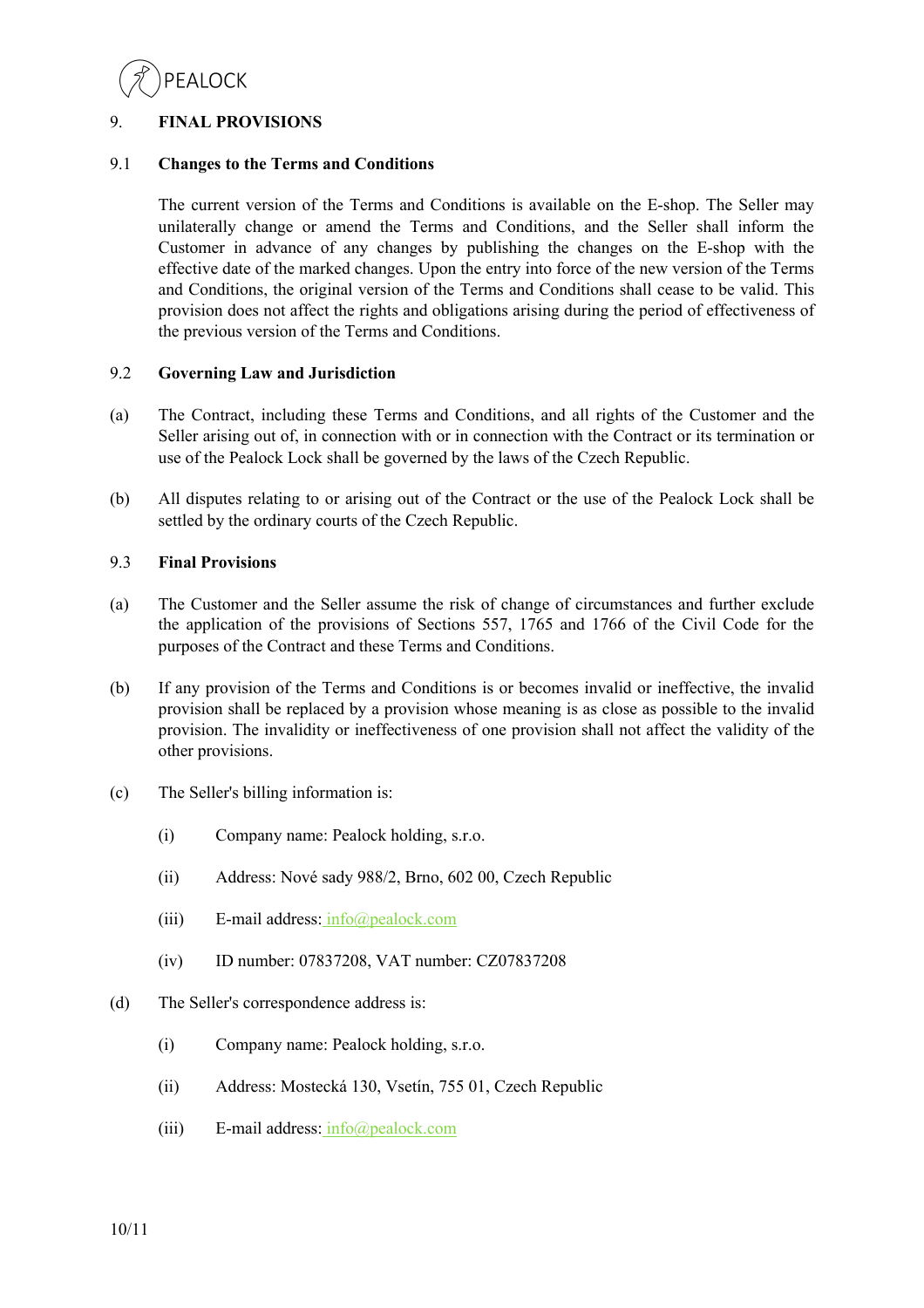## 9. FINAL PROVISIONS

### 9.1 Changes to the Terms and Conditions

The current version of the Terms and Conditions is available on the E-shop. The Seller may unilaterally change or amend the Terms and Conditions, and the Seller shall inform the Customer in advance of any changes by publishing the changes on the E-shop with the effective date of the marked changes. Upon the entry into force of the new version of the Terms and Conditions, the original version of the Terms and Conditions shall cease to be valid. This provision does not affect the rights and obligations arising during the period of effectiveness of the previous version of the Terms and Conditions.

### 9.2 Governing Law and Jurisdiction

(a) The Contract, including these Terms and Conditions, and all rights of the Customer and the Seller arising out of, in connection with or in connection with the Contract or its termination or use of the Pealock Lock shall be governed by the laws of the Czech Republic.

(b) All disputes relating to or arising out of the Contract or the use of the Pealock Lock shall be settled by the ordinary courts of the Czech Republic.

### 9.3 Final Provisions

(a) The Customer and the Seller assume the risk of change of circumstances and further exclude the application of the provisions of Sections 557, 1765 and 1766 of the Civil Code for the purposes of the Contract and these Terms and Conditions.

(b) If any provision of the Terms and Conditions is or becomes invalid or ineffective, the invalid provision shall be replaced by a provision whose meaning is as close as possible to the invalid provision. The invalidity or ineffectiveness of one provision shall not affect the validity of the other provisions.

(c) The Seller's billing information is:

(i) Company name: Pealock holding, s.r.o.

(ii) Address: Nové sady 988/2, Brno, 602 00, Czech Republic

(iii) E-mail address: info@pealock.com

(iv) ID number: 07837208, VAT number: CZ07837208

(d) The Seller's correspondence address is:

(i) Company name: Pealock holding, s.r.o.

(ii) Address: Mostecká 130, Vsetín, 755 01, Czech Republic

(iii) E-mail address: info@pealock.com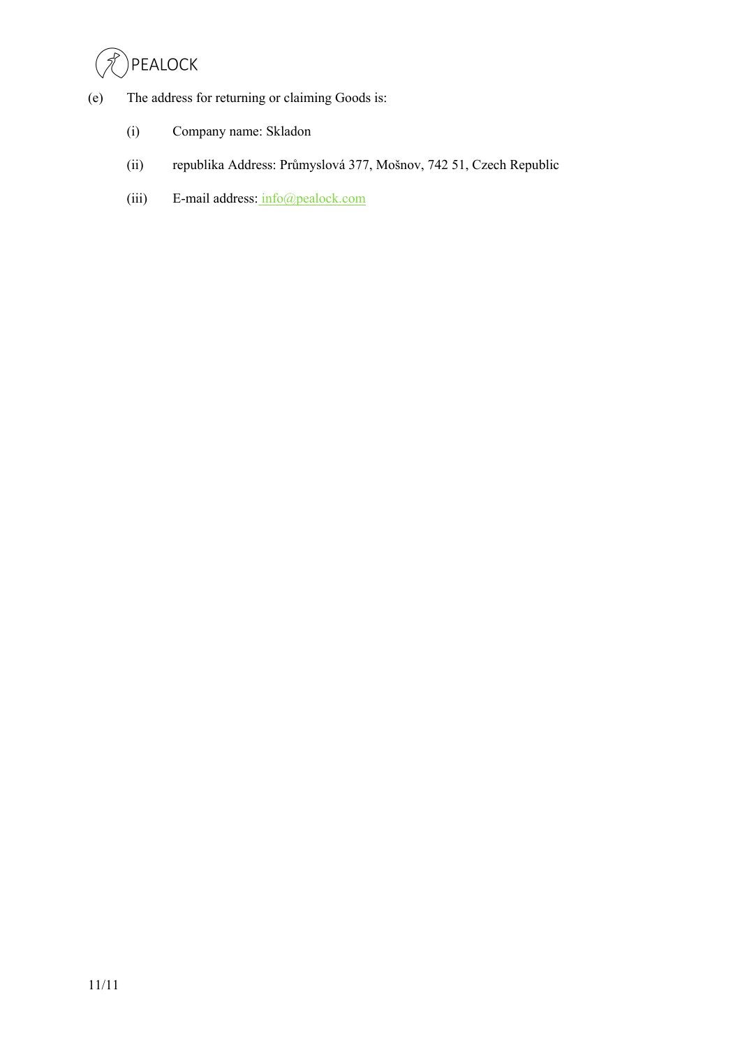(e) The address for returning or claiming Goods is:

(i) Company name: Skladon

(ii) republika Address: Průmyslová 377, Mošnov, 742 51, Czech Republic

(iii) E-mail address: info@pealock.com